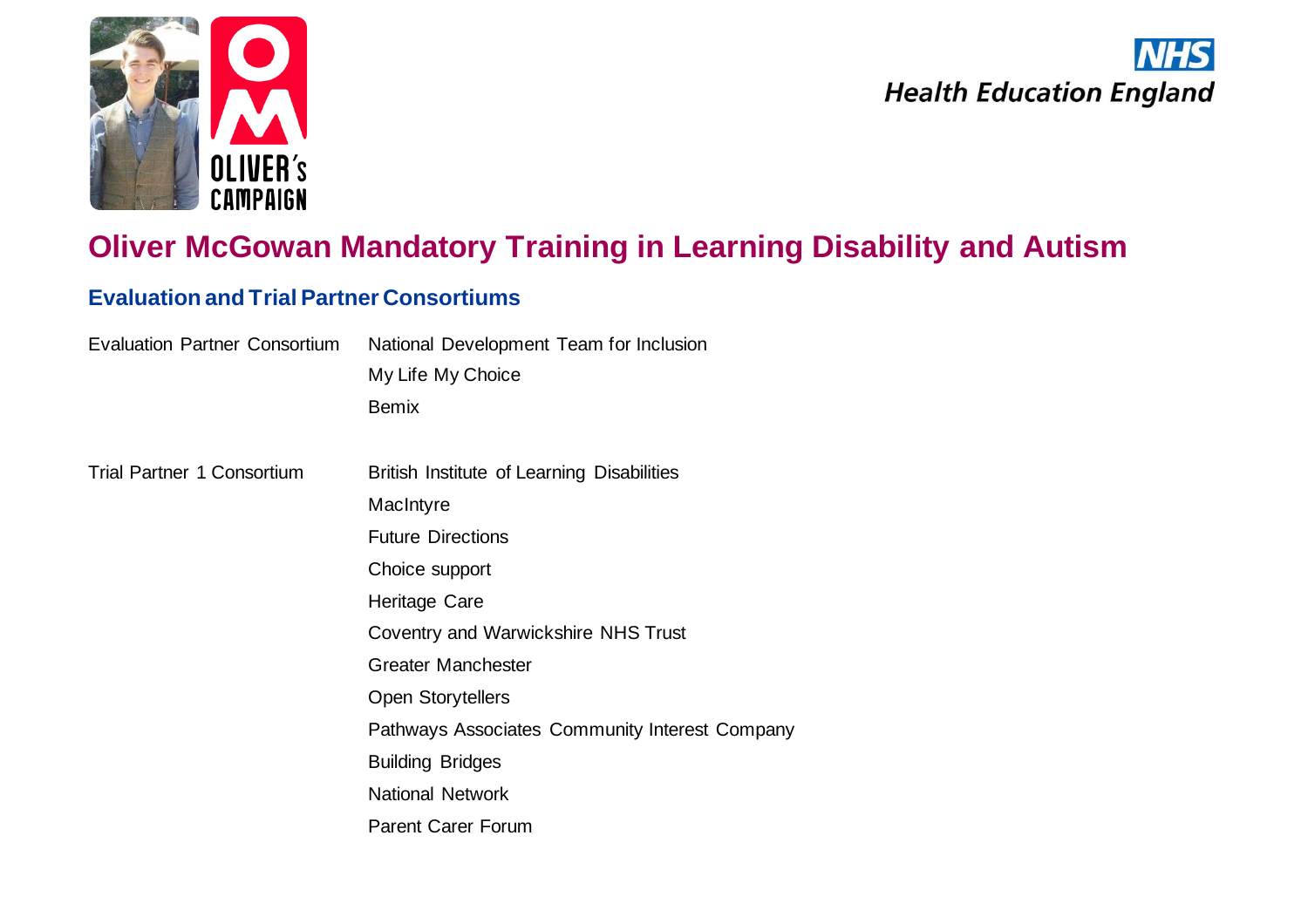# Oliver McGowan Mandatory Training in Learning Disability and Autism

## Evaluation and Trial Partner Consortiums

| | |
|---|---|
| Evaluation Partner Consortium | National Development Team for Inclusion |
| | My Life My Choice |
| | Bemix |
| Trial Partner 1 Consortium | British Institute of Learning Disabilities |
| | MacIntyre |
| | Future Directions |
| | Choice support |
| | Heritage Care |
| | Coventry and Warwickshire NHS Trust |
| | Greater Manchester |
| | Open Storytellers |
| | Pathways Associates Community Interest Company |
| | Building Bridges |
| | National Network |
| | Parent Carer Forum |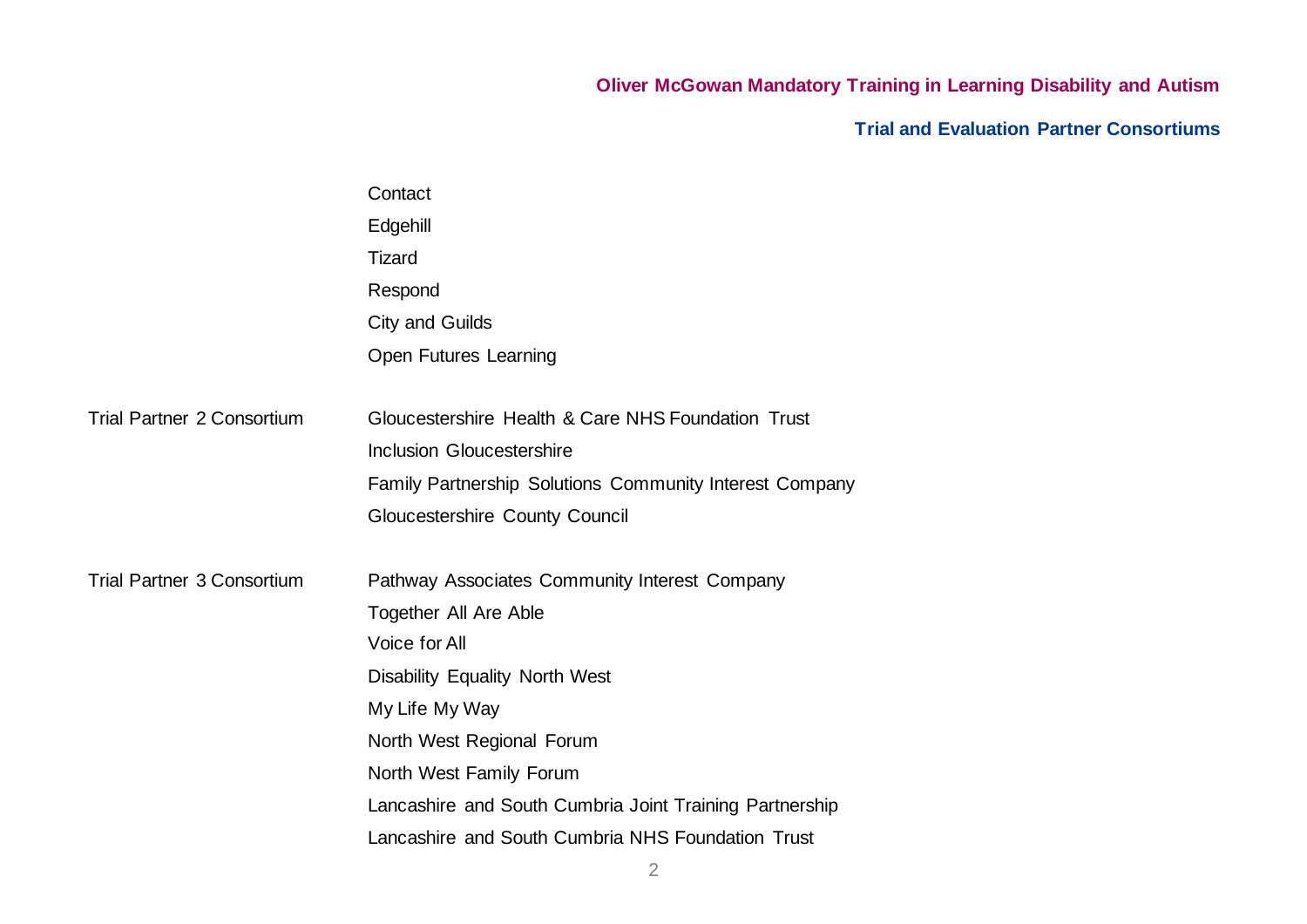**Oliver McGowan Mandatory Training in Learning Disability and Autism**

**Trial and Evaluation Partner Consortiums**

| | |
|---|---|
| | Contact |
| | Edgehill |
| | Tizard |
| | Respond |
| | City and Guilds |
| | Open Futures Learning |
| Trial Partner 2 Consortium | Gloucestershire Health & Care NHS Foundation Trust |
| | Inclusion Gloucestershire |
| | Family Partnership Solutions Community Interest Company |
| | Gloucestershire County Council |
| Trial Partner 3 Consortium | Pathway Associates Community Interest Company |
| | Together All Are Able |
| | Voice for All |
| | Disability Equality North West |
| | My Life My Way |
| | North West Regional Forum |
| | North West Family Forum |
| | Lancashire and South Cumbria Joint Training Partnership |
| | Lancashire and South Cumbria NHS Foundation Trust |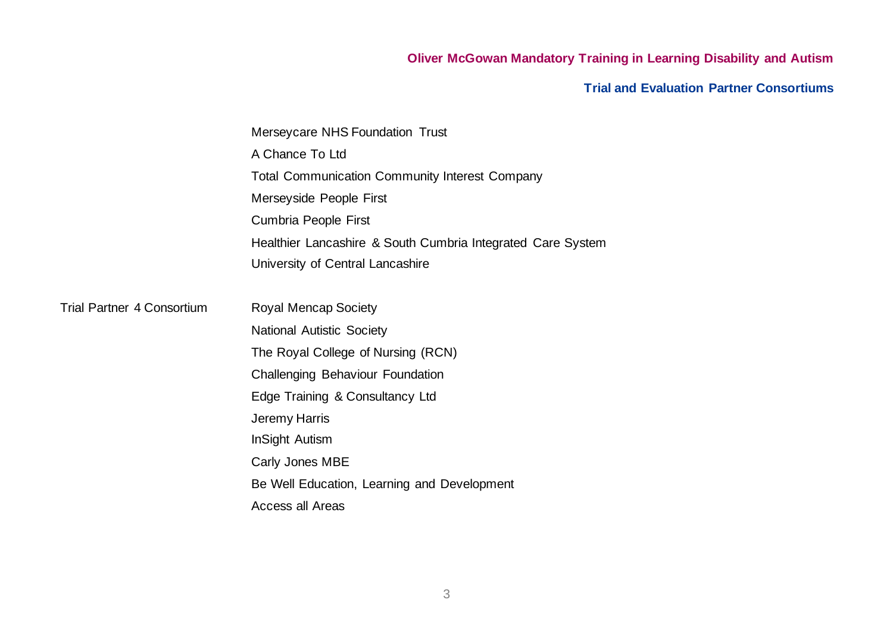| | |
|---|---|
| | Merseycare NHS Foundation Trust |
| | A Chance To Ltd |
| | Total Communication Community Interest Company |
| | Merseyside People First |
| | Cumbria People First |
| | Healthier Lancashire & South Cumbria Integrated Care System |
| | University of Central Lancashire |
| Trial Partner 4 Consortium | Royal Mencap Society |
| | National Autistic Society |
| | The Royal College of Nursing (RCN) |
| | Challenging Behaviour Foundation |
| | Edge Training & Consultancy Ltd |
| | Jeremy Harris |
| | InSight Autism |
| | Carly Jones MBE |
| | Be Well Education, Learning and Development |
| | Access all Areas |